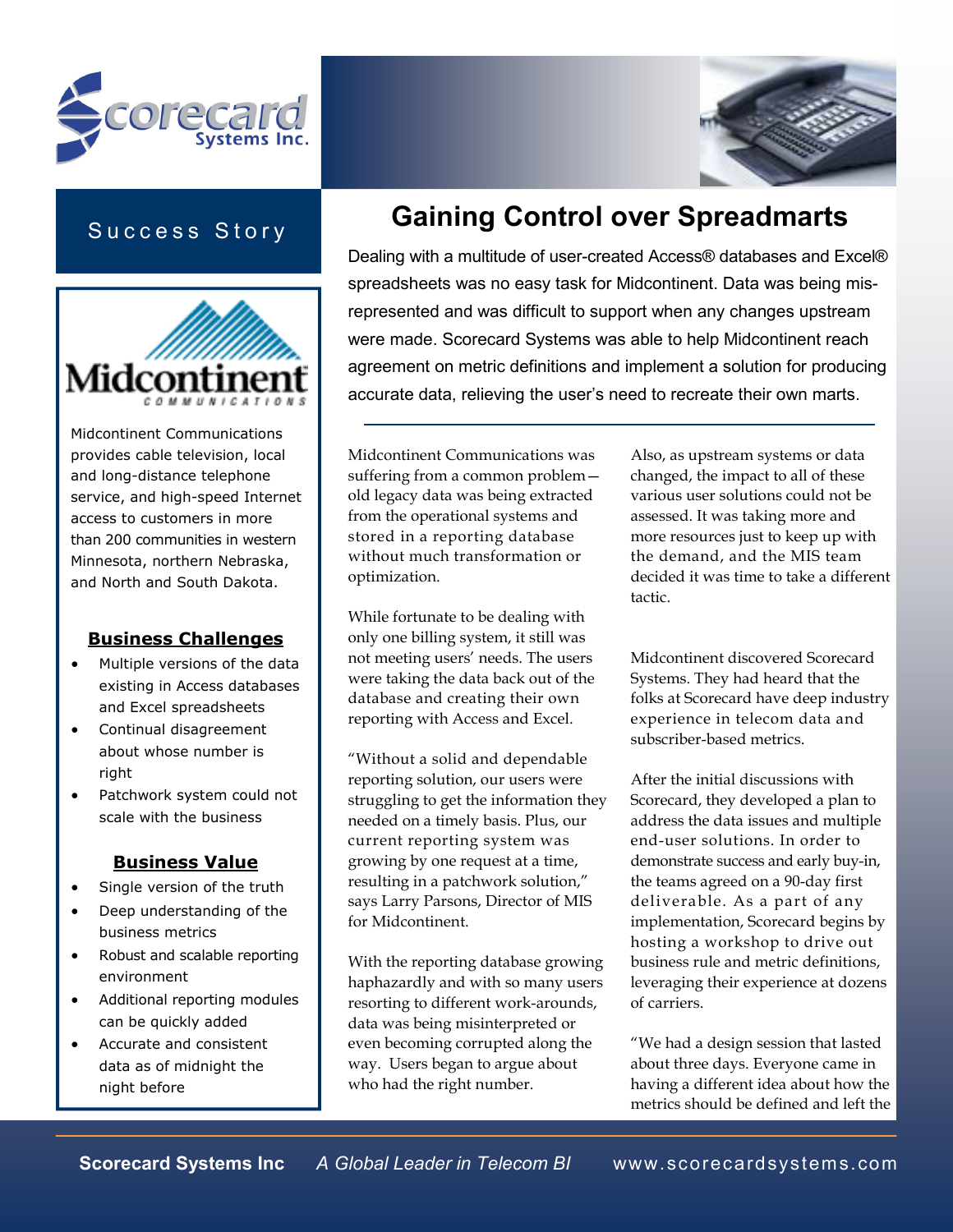Success Story

Midcontinent Communications

Midcontinent Communications provides cable television, local and long-distance telephone service, and high-speed Internet access to customers in more than 200 communities in western Minnesota, northern Nebraska, and North and South Dakota.

**Business Challenges**

- Multiple versions of the data existing in Access databases and Excel spreadsheets
- Continual disagreement about whose number is right
- Patchwork system could not scale with the business

**Business Value**

- Single version of the truth
- Deep understanding of the business metrics
- Robust and scalable reporting environment
- Additional reporting modules can be quickly added
- Accurate and consistent data as of midnight the night before

# Gaining Control over Spreadmarts

Dealing with a multitude of user-created Access® databases and Excel® spreadsheets was no easy task for Midcontinent. Data was being misrepresented and was difficult to support when any changes upstream were made. Scorecard Systems was able to help Midcontinent reach agreement on metric definitions and implement a solution for producing accurate data, relieving the user's need to recreate their own marts.

Midcontinent Communications was suffering from a common problem—old legacy data was being extracted from the operational systems and stored in a reporting database without much transformation or optimization.

While fortunate to be dealing with only one billing system, it still was not meeting users' needs. The users were taking the data back out of the database and creating their own reporting with Access and Excel.

"Without a solid and dependable reporting solution, our users were struggling to get the information they needed on a timely basis. Plus, our current reporting system was growing by one request at a time, resulting in a patchwork solution," says Larry Parsons, Director of MIS for Midcontinent.

With the reporting database growing haphazardly and with so many users resorting to different work-arounds, data was being misinterpreted or even becoming corrupted along the way. Users began to argue about who had the right number.

Also, as upstream systems or data changed, the impact to all of these various user solutions could not be assessed. It was taking more and more resources just to keep up with the demand, and the MIS team decided it was time to take a different tactic.

Midcontinent discovered Scorecard Systems. They had heard that the folks at Scorecard have deep industry experience in telecom data and subscriber-based metrics.

After the initial discussions with Scorecard, they developed a plan to address the data issues and multiple end-user solutions. In order to demonstrate success and early buy-in, the teams agreed on a 90-day first deliverable. As a part of any implementation, Scorecard begins by hosting a workshop to drive out business rule and metric definitions, leveraging their experience at dozens of carriers.

"We had a design session that lasted about three days. Everyone came in having a different idea about how the metrics should be defined and left the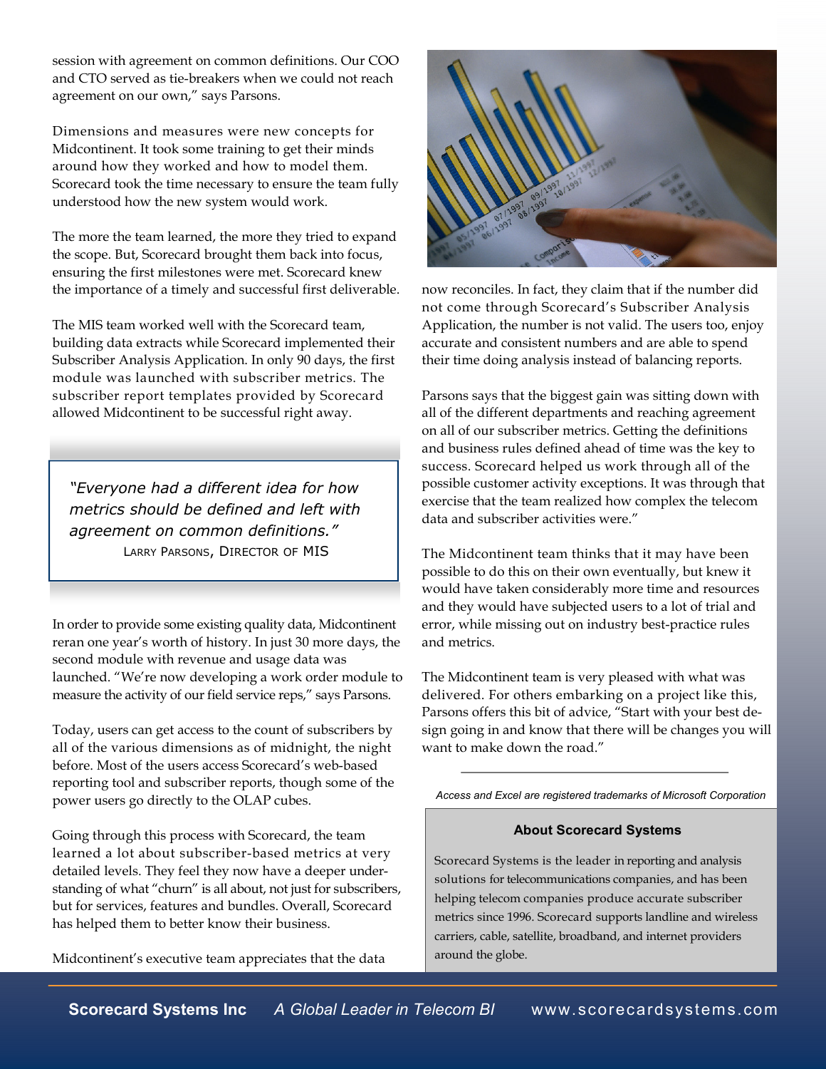session with agreement on common definitions. Our COO and CTO served as tie-breakers when we could not reach agreement on our own," says Parsons.

Dimensions and measures were new concepts for Midcontinent. It took some training to get their minds around how they worked and how to model them. Scorecard took the time necessary to ensure the team fully understood how the new system would work.

The more the team learned, the more they tried to expand the scope. But, Scorecard brought them back into focus, ensuring the first milestones were met. Scorecard knew the importance of a timely and successful first deliverable.

The MIS team worked well with the Scorecard team, building data extracts while Scorecard implemented their Subscriber Analysis Application. In only 90 days, the first module was launched with subscriber metrics. The subscriber report templates provided by Scorecard allowed Midcontinent to be successful right away.

> *"Everyone had a different idea for how metrics should be defined and left with agreement on common definitions."*
> LARRY PARSONS, DIRECTOR OF MIS

In order to provide some existing quality data, Midcontinent reran one year's worth of history. In just 30 more days, the second module with revenue and usage data was launched. "We're now developing a work order module to measure the activity of our field service reps," says Parsons.

Today, users can get access to the count of subscribers by all of the various dimensions as of midnight, the night before. Most of the users access Scorecard's web-based reporting tool and subscriber reports, though some of the power users go directly to the OLAP cubes.

Going through this process with Scorecard, the team learned a lot about subscriber-based metrics at very detailed levels. They feel they now have a deeper understanding of what "churn" is all about, not just for subscribers, but for services, features and bundles. Overall, Scorecard has helped them to better know their business.

Midcontinent's executive team appreciates that the data now reconciles. In fact, they claim that if the number did not come through Scorecard's Subscriber Analysis Application, the number is not valid. The users too, enjoy accurate and consistent numbers and are able to spend their time doing analysis instead of balancing reports.

Parsons says that the biggest gain was sitting down with all of the different departments and reaching agreement on all of our subscriber metrics. Getting the definitions and business rules defined ahead of time was the key to success. Scorecard helped us work through all of the possible customer activity exceptions. It was through that exercise that the team realized how complex the telecom data and subscriber activities were."

The Midcontinent team thinks that it may have been possible to do this on their own eventually, but knew it would have taken considerably more time and resources and they would have subjected users to a lot of trial and error, while missing out on industry best-practice rules and metrics.

The Midcontinent team is very pleased with what was delivered. For others embarking on a project like this, Parsons offers this bit of advice, "Start with your best design going in and know that there will be changes you will want to make down the road."

---

*Access and Excel are registered trademarks of Microsoft Corporation*

### About Scorecard Systems

Scorecard Systems is the leader in reporting and analysis solutions for telecommunications companies, and has been helping telecom companies produce accurate subscriber metrics since 1996. Scorecard supports landline and wireless carriers, cable, satellite, broadband, and internet providers around the globe.

**Scorecard Systems Inc** *A Global Leader in Telecom BI* www.scorecardsystems.com